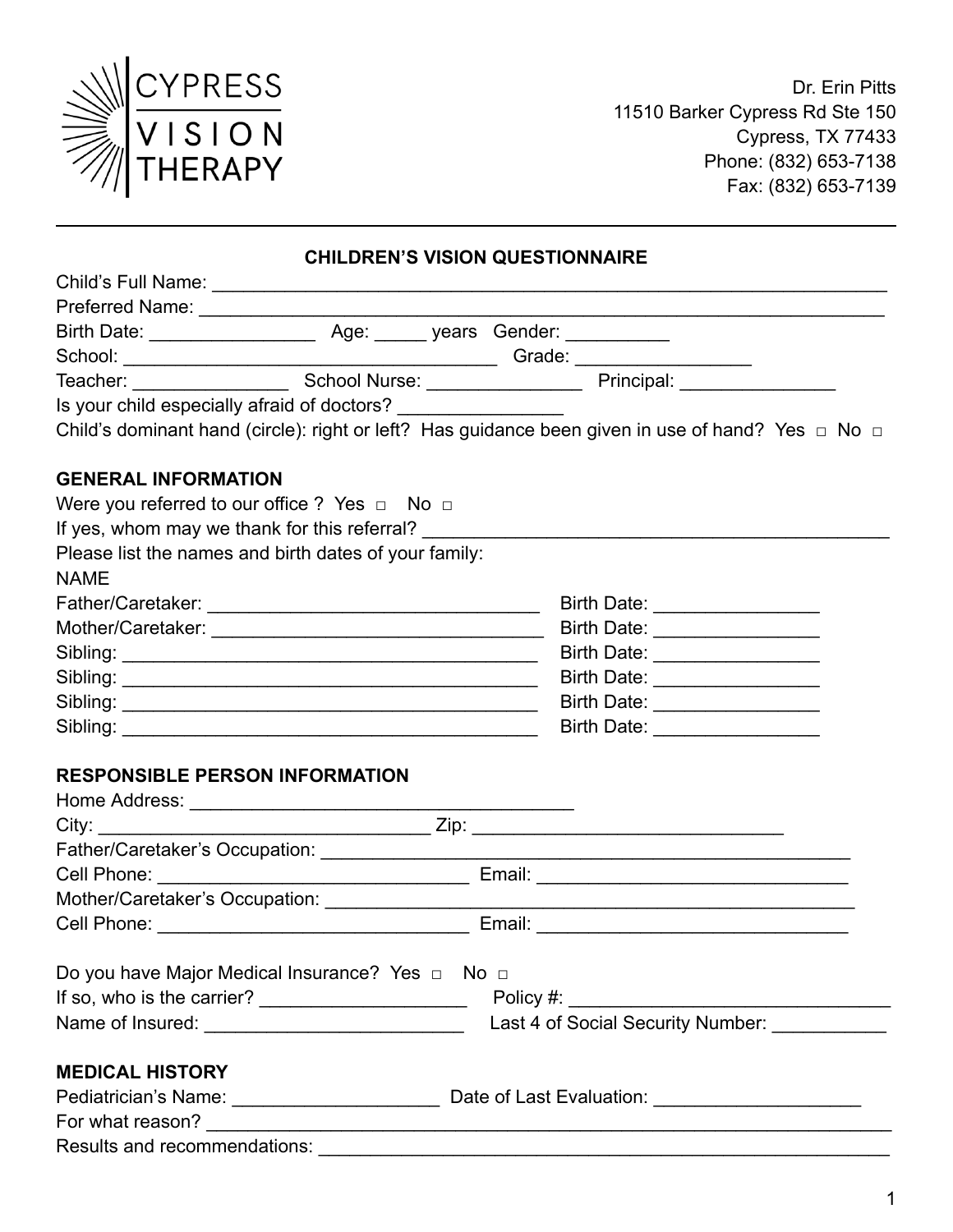CYPRESS VISION THERAPY

Dr. Erin Pitts
11510 Barker Cypress Rd Ste 150
Cypress, TX 77433
Phone: (832) 653-7138
Fax: (832) 653-7139

## CHILDREN'S VISION QUESTIONNAIRE

Child's Full Name: ____________________________________________________________________

Preferred Name: ______________________________________________________________________

Birth Date: ________________ Age: _____ years Gender: __________

School: ____________________________________ Grade: _________________

Teacher: _______________ School Nurse: _______________ Principal: _______________

Is your child especially afraid of doctors? ________________

Child's dominant hand (circle): right or left? Has guidance been given in use of hand? Yes □ No □

### GENERAL INFORMATION

Were you referred to our office ? Yes □ No □

If yes, whom may we thank for this referral? _____________________________________________

Please list the names and birth dates of your family:

NAME

Father/Caretaker: _________________________________ Birth Date: ________________

Mother/Caretaker: _________________________________ Birth Date: ________________

Sibling: ________________________________________ Birth Date: ________________

Sibling: ________________________________________ Birth Date: ________________

Sibling: ________________________________________ Birth Date: ________________

Sibling: ________________________________________ Birth Date: ________________

### RESPONSIBLE PERSON INFORMATION

Home Address: ______________________________________

City: ________________________________ Zip: ______________________________

Father/Caretaker's Occupation: ____________________________________________________

Cell Phone: _______________________________ Email: ______________________________

Mother/Caretaker's Occupation: ____________________________________________________

Cell Phone: _______________________________ Email: ______________________________

Do you have Major Medical Insurance? Yes □ No □

If so, who is the carrier? ____________________ Policy #: ________________________________

Name of Insured: _________________________ Last 4 of Social Security Number: ___________

### MEDICAL HISTORY

Pediatrician's Name: ____________________ Date of Last Evaluation: ____________________

For what reason? ____________________________________________________________________

Results and recommendations: _______________________________________________________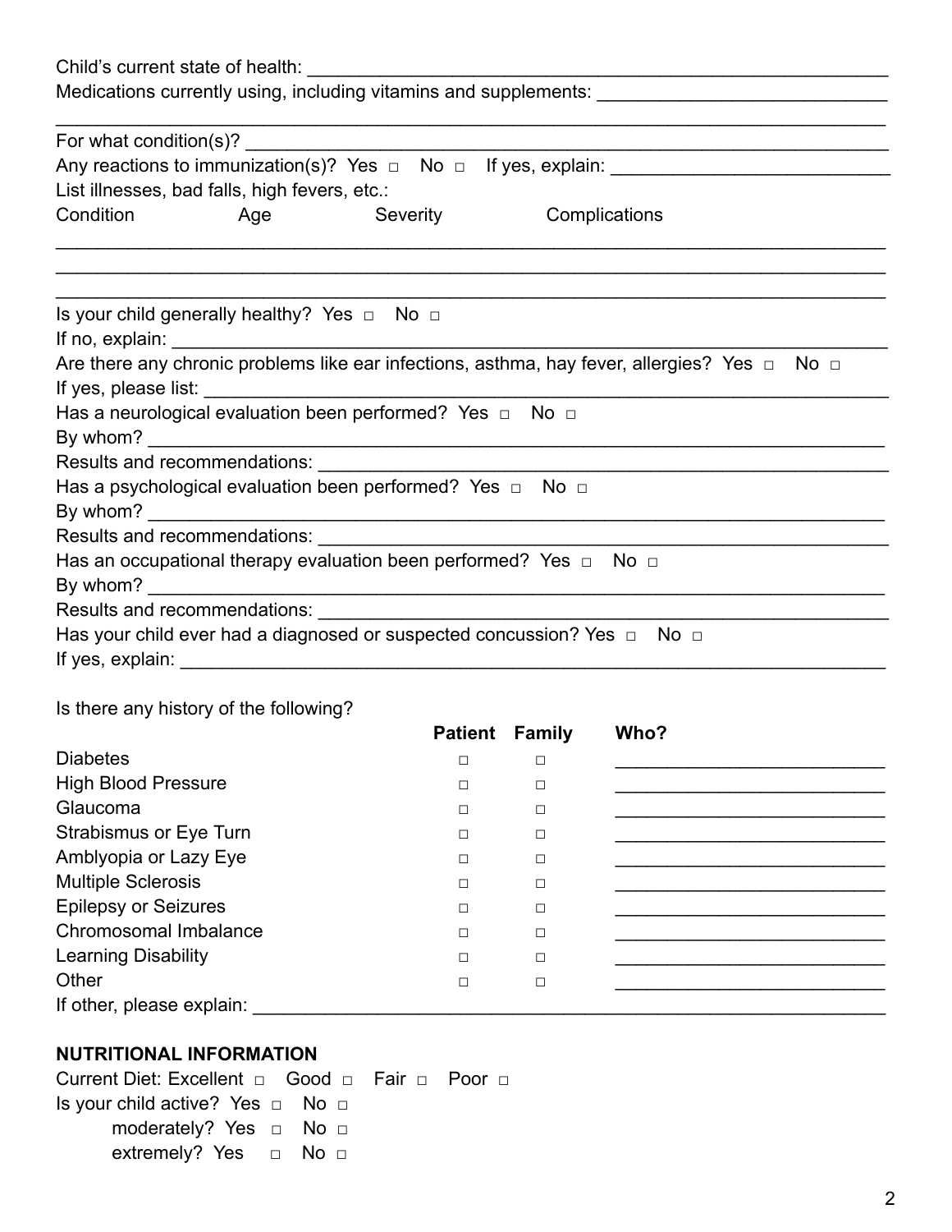Child's current state of health: ____________________________________________

Medications currently using, including vitamins and supplements: ___________________________

________________________________________________________________________________

For what condition(s)? __________________________________________________________

Any reactions to immunization(s)? Yes □ No □ If yes, explain: ___________________________

List illnesses, bad falls, high fevers, etc.:

| Condition | Age | Severity | Complications |
|---|---|---|---|
| | | | |
| | | | |
| | | | |

Is your child generally healthy? Yes □ No □

If no, explain: ___________________________________________________________________

Are there any chronic problems like ear infections, asthma, hay fever, allergies? Yes □ No □

If yes, please list: _______________________________________________________________

Has a neurological evaluation been performed? Yes □ No □

By whom? ______________________________________________________________________

Results and recommendations: ____________________________________________________

Has a psychological evaluation been performed? Yes □ No □

By whom? ______________________________________________________________________

Results and recommendations: ____________________________________________________

Has an occupational therapy evaluation been performed? Yes □ No □

By whom? ______________________________________________________________________

Results and recommendations: ____________________________________________________

Has your child ever had a diagnosed or suspected concussion? Yes □ No □

If yes, explain: ___________________________________________________________________

Is there any history of the following?

| | **Patient** | **Family** | **Who?** |
|---|---|---|---|
| Diabetes | □ | □ | ____________________ |
| High Blood Pressure | □ | □ | ____________________ |
| Glaucoma | □ | □ | ____________________ |
| Strabismus or Eye Turn | □ | □ | ____________________ |
| Amblyopia or Lazy Eye | □ | □ | ____________________ |
| Multiple Sclerosis | □ | □ | ____________________ |
| Epilepsy or Seizures | □ | □ | ____________________ |
| Chromosomal Imbalance | □ | □ | ____________________ |
| Learning Disability | □ | □ | ____________________ |
| Other | □ | □ | ____________________ |

If other, please explain: ______________________________________________________

## NUTRITIONAL INFORMATION

Current Diet: Excellent □ Good □ Fair □ Poor □

Is your child active? Yes □ No □

- moderately? Yes □ No □
- extremely? Yes □ No □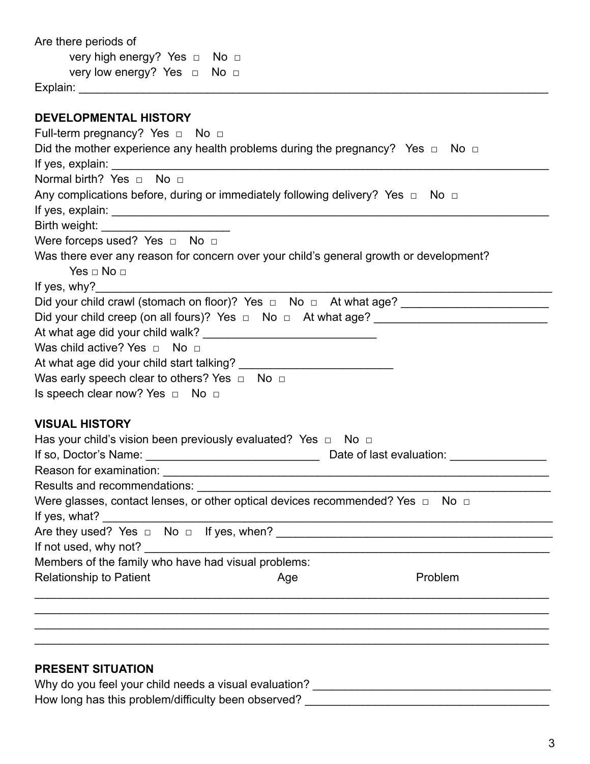Are there periods of

very high energy? Yes □ No □

very low energy? Yes □ No □

Explain: ___________________________________________________________________________

**DEVELOPMENTAL HISTORY**

Full-term pregnancy? Yes □ No □

Did the mother experience any health problems during the pregnancy? Yes □ No □

If yes, explain: ______________________________________________________________________

Normal birth? Yes □ No □

Any complications before, during or immediately following delivery? Yes □ No □

If yes, explain: ______________________________________________________________________

Birth weight: ___________________

Were forceps used? Yes □ No □

Was there ever any reason for concern over your child's general growth or development?

Yes □ No □

If yes, why?__________________________________________________________________________

Did your child crawl (stomach on floor)? Yes □ No □ At what age? _______________________

Did your child creep (on all fours)? Yes □ No □ At what age? ___________________________

At what age did your child walk? ___________________________

Was child active? Yes □ No □

At what age did your child start talking? ________________________

Was early speech clear to others? Yes □ No □

Is speech clear now? Yes □ No □

**VISUAL HISTORY**

Has your child's vision been previously evaluated? Yes □ No □

If so, Doctor's Name: ___________________________ Date of last evaluation: _______________

Reason for examination: ___________________________________________________________

Results and recommendations: ______________________________________________________

Were glasses, contact lenses, or other optical devices recommended? Yes □ No □

If yes, what? ____________________________________________________________________

Are they used? Yes □ No □ If yes, when? ___________________________________________

If not used, why not? ______________________________________________________________

Members of the family who have had visual problems:

| Relationship to Patient | Age | Problem |
| --- | --- | --- |
| | | |
| | | |
| | | |
| | | |

**PRESENT SITUATION**

Why do you feel your child needs a visual evaluation? _____________________________________

How long has this problem/difficulty been observed? _____________________________________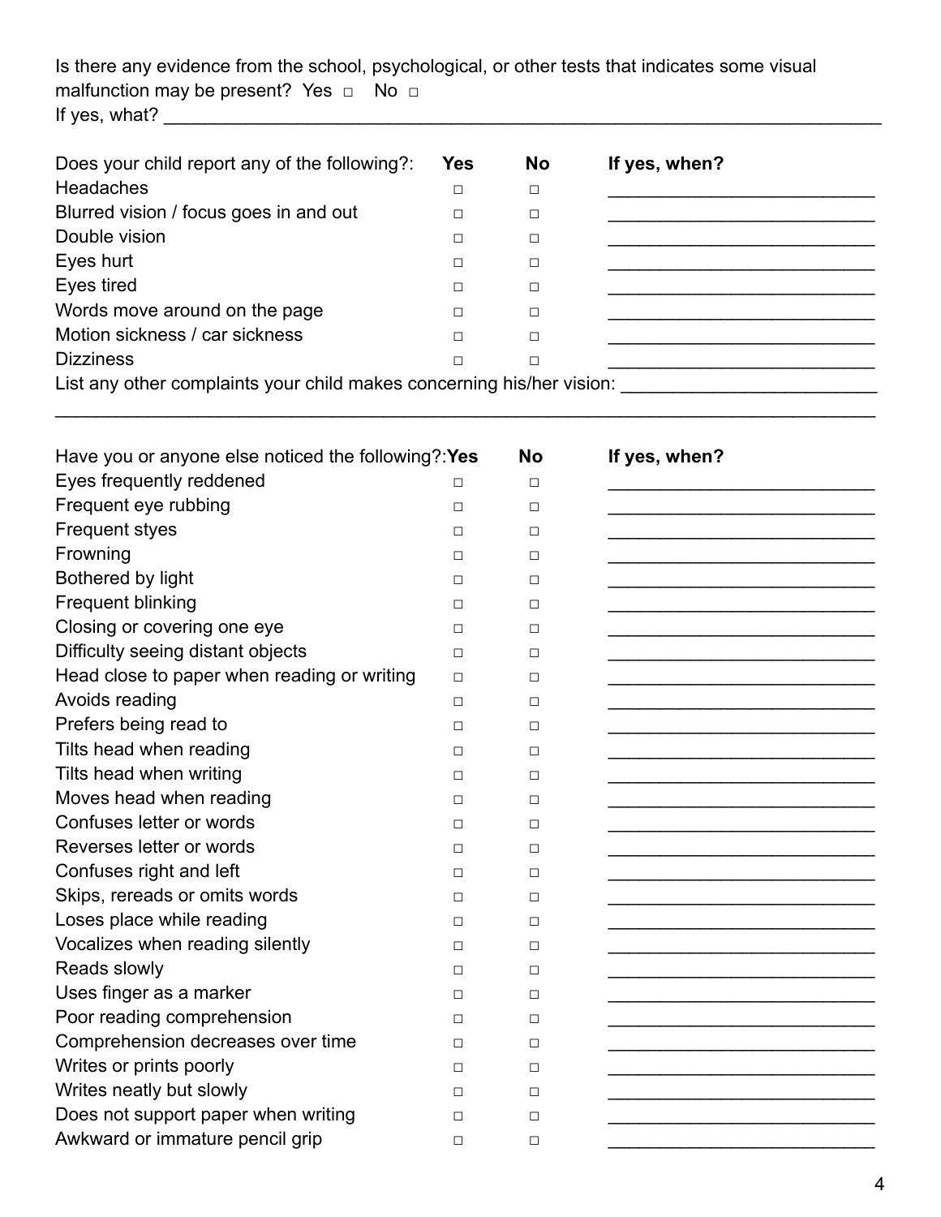Is there any evidence from the school, psychological, or other tests that indicates some visual malfunction may be present? Yes ☐ No ☐
If yes, what? ___________________________________________________________________________

| Does your child report any of the following?: | Yes | No | If yes, when? |
| --- | --- | --- | --- |
| Headaches | ☐ | ☐ | ___________________________ |
| Blurred vision / focus goes in and out | ☐ | ☐ | ___________________________ |
| Double vision | ☐ | ☐ | ___________________________ |
| Eyes hurt | ☐ | ☐ | ___________________________ |
| Eyes tired | ☐ | ☐ | ___________________________ |
| Words move around on the page | ☐ | ☐ | ___________________________ |
| Motion sickness / car sickness | ☐ | ☐ | ___________________________ |
| Dizziness | ☐ | ☐ | ___________________________ |

List any other complaints your child makes concerning his/her vision: _________________________
___________________________________________________________________________________

| Have you or anyone else noticed the following?: | Yes | No | If yes, when? |
| --- | --- | --- | --- |
| Eyes frequently reddened | ☐ | ☐ | ___________________________ |
| Frequent eye rubbing | ☐ | ☐ | ___________________________ |
| Frequent styes | ☐ | ☐ | ___________________________ |
| Frowning | ☐ | ☐ | ___________________________ |
| Bothered by light | ☐ | ☐ | ___________________________ |
| Frequent blinking | ☐ | ☐ | ___________________________ |
| Closing or covering one eye | ☐ | ☐ | ___________________________ |
| Difficulty seeing distant objects | ☐ | ☐ | ___________________________ |
| Head close to paper when reading or writing | ☐ | ☐ | ___________________________ |
| Avoids reading | ☐ | ☐ | ___________________________ |
| Prefers being read to | ☐ | ☐ | ___________________________ |
| Tilts head when reading | ☐ | ☐ | ___________________________ |
| Tilts head when writing | ☐ | ☐ | ___________________________ |
| Moves head when reading | ☐ | ☐ | ___________________________ |
| Confuses letter or words | ☐ | ☐ | ___________________________ |
| Reverses letter or words | ☐ | ☐ | ___________________________ |
| Confuses right and left | ☐ | ☐ | ___________________________ |
| Skips, rereads or omits words | ☐ | ☐ | ___________________________ |
| Loses place while reading | ☐ | ☐ | ___________________________ |
| Vocalizes when reading silently | ☐ | ☐ | ___________________________ |
| Reads slowly | ☐ | ☐ | ___________________________ |
| Uses finger as a marker | ☐ | ☐ | ___________________________ |
| Poor reading comprehension | ☐ | ☐ | ___________________________ |
| Comprehension decreases over time | ☐ | ☐ | ___________________________ |
| Writes or prints poorly | ☐ | ☐ | ___________________________ |
| Writes neatly but slowly | ☐ | ☐ | ___________________________ |
| Does not support paper when writing | ☐ | ☐ | ___________________________ |
| Awkward or immature pencil grip | ☐ | ☐ | ___________________________ |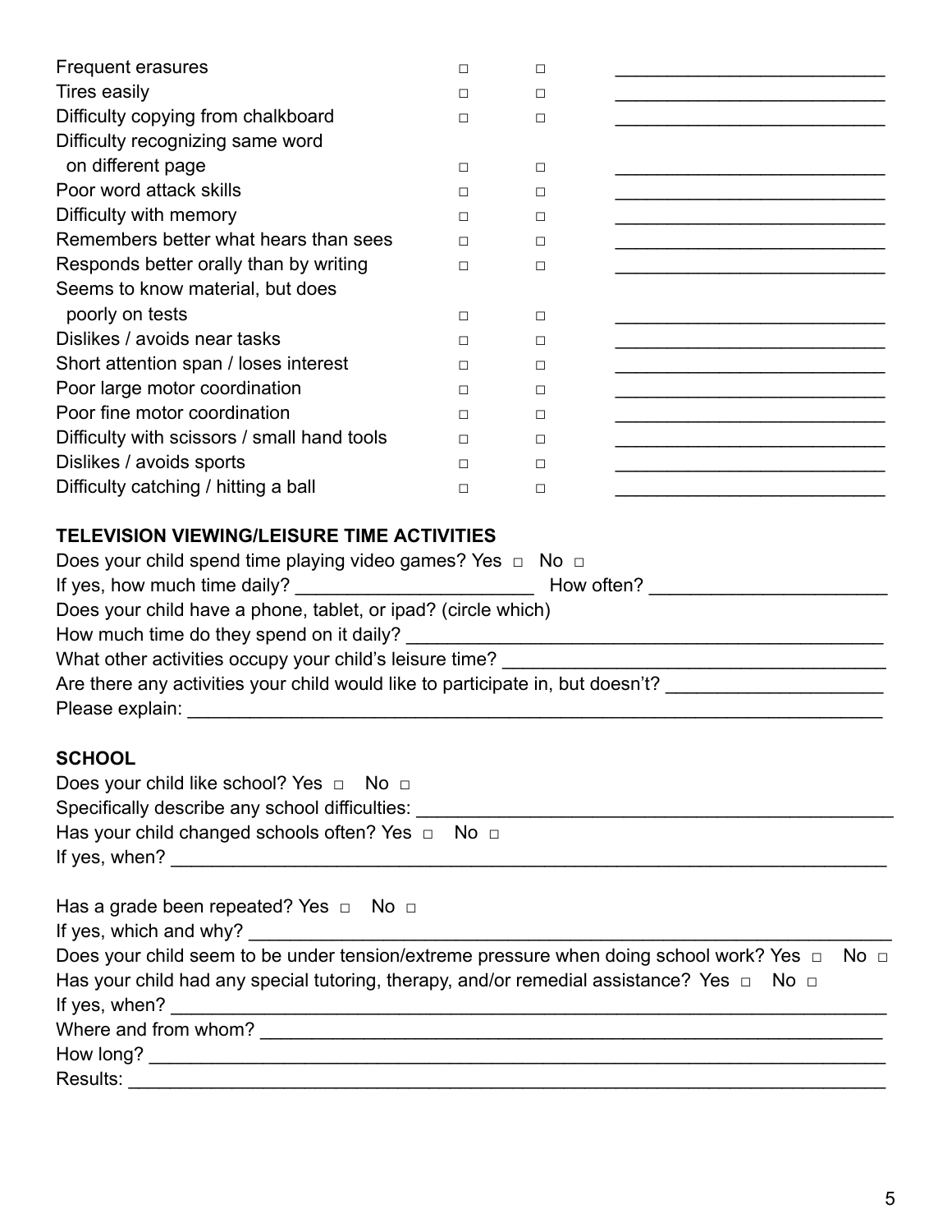| | | | |
|---|---|---|---|
| Frequent erasures | □ | □ | ___________________________ |
| Tires easily | □ | □ | ___________________________ |
| Difficulty copying from chalkboard | □ | □ | ___________________________ |
| Difficulty recognizing same word on different page | □ | □ | ___________________________ |
| Poor word attack skills | □ | □ | ___________________________ |
| Difficulty with memory | □ | □ | ___________________________ |
| Remembers better what hears than sees | □ | □ | ___________________________ |
| Responds better orally than by writing | □ | □ | ___________________________ |
| Seems to know material, but does poorly on tests | □ | □ | ___________________________ |
| Dislikes / avoids near tasks | □ | □ | ___________________________ |
| Short attention span / loses interest | □ | □ | ___________________________ |
| Poor large motor coordination | □ | □ | ___________________________ |
| Poor fine motor coordination | □ | □ | ___________________________ |
| Difficulty with scissors / small hand tools | □ | □ | ___________________________ |
| Dislikes / avoids sports | □ | □ | ___________________________ |
| Difficulty catching / hitting a ball | □ | □ | ___________________________ |

**TELEVISION VIEWING/LEISURE TIME ACTIVITIES**

Does your child spend time playing video games? Yes □ No □

If yes, how much time daily? _______________________ How often? _______________________

Does your child have a phone, tablet, or ipad? (circle which)

How much time do they spend on it daily? ______________________________________________

What other activities occupy your child's leisure time? _____________________________________

Are there any activities your child would like to participate in, but doesn't? ____________________

Please explain: _________________________________________________________________

**SCHOOL**

Does your child like school? Yes □ No □

Specifically describe any school difficulties: ______________________________________________

Has your child changed schools often? Yes □ No □

If yes, when? ___________________________________________________________________

Has a grade been repeated? Yes □ No □

If yes, which and why? ____________________________________________________________

Does your child seem to be under tension/extreme pressure when doing school work? Yes □ No □

Has your child had any special tutoring, therapy, and/or remedial assistance? Yes □ No □

If yes, when? ___________________________________________________________________

Where and from whom? ____________________________________________________________

How long? _____________________________________________________________________

Results: _______________________________________________________________________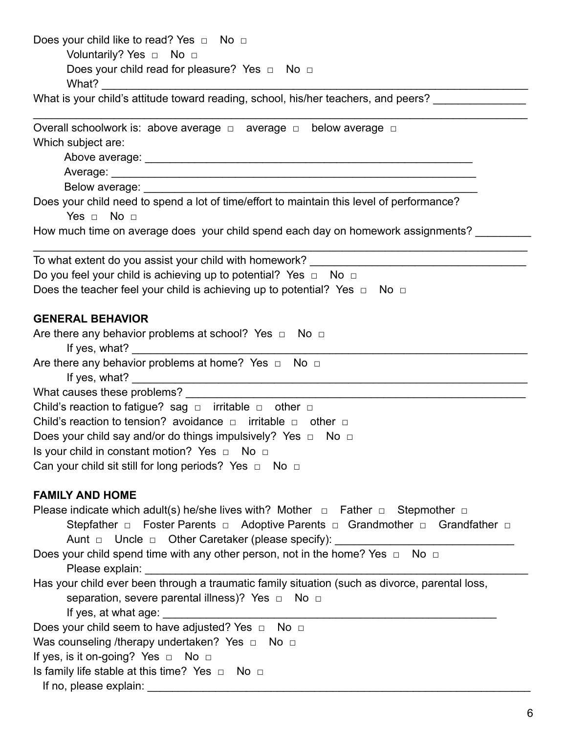Does your child like to read? Yes □ No □

Voluntarily? Yes □ No □

Does your child read for pleasure? Yes □ No □

What? ___________________________________________________________________________

What is your child's attitude toward reading, school, his/her teachers, and peers? _______________

_____________________________________________________________________________________

Overall schoolwork is: above average □ average □ below average □

Which subject are:

Above average: _______________________________________________________

Average: ____________________________________________________________

Below average: _______________________________________________________

Does your child need to spend a lot of time/effort to maintain this level of performance?

Yes □ No □

How much time on average does your child spend each day on homework assignments? _________

_____________________________________________________________________________________

To what extent do you assist your child with homework? ___________________________________

Do you feel your child is achieving up to potential? Yes □ No □

Does the teacher feel your child is achieving up to potential? Yes □ No □

**GENERAL BEHAVIOR**

Are there any behavior problems at school? Yes □ No □

If yes, what? ______________________________________________________________

Are there any behavior problems at home? Yes □ No □

If yes, what? ______________________________________________________________

What causes these problems? _________________________________________________________

Child's reaction to fatigue? sag □ irritable □ other □

Child's reaction to tension? avoidance □ irritable □ other □

Does your child say and/or do things impulsively? Yes □ No □

Is your child in constant motion? Yes □ No □

Can your child sit still for long periods? Yes □ No □

**FAMILY AND HOME**

Please indicate which adult(s) he/she lives with? Mother □ Father □ Stepmother □

Stepfather □ Foster Parents □ Adoptive Parents □ Grandmother □ Grandfather □

Aunt □ Uncle □ Other Caretaker (please specify): _____________________________

Does your child spend time with any other person, not in the home? Yes □ No □

Please explain: ____________________________________________________________

Has your child ever been through a traumatic family situation (such as divorce, parental loss, separation, severe parental illness)? Yes □ No □

If yes, at what age: _______________________________________________________

Does your child seem to have adjusted? Yes □ No □

Was counseling /therapy undertaken? Yes □ No □

If yes, is it on-going? Yes □ No □

Is family life stable at this time? Yes □ No □

If no, please explain: ___________________________________________________________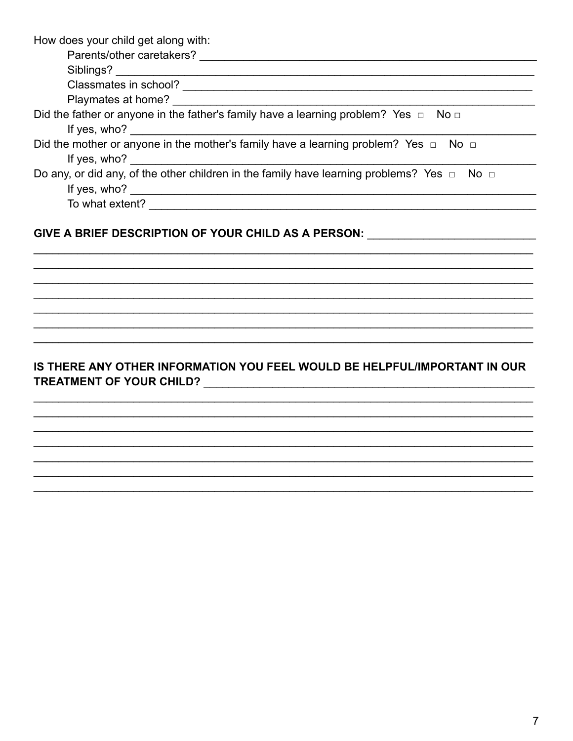How does your child get along with:

Parents/other caretakers? ___________________________________________________________

Siblings? ___________________________________________________________

Classmates in school? ___________________________________________________________

Playmates at home? ___________________________________________________________

Did the father or anyone in the father's family have a learning problem? Yes □ No □

If yes, who? ___________________________________________________________

Did the mother or anyone in the mother's family have a learning problem? Yes □ No □

If yes, who? ___________________________________________________________

Do any, or did any, of the other children in the family have learning problems? Yes □ No □

If yes, who? ___________________________________________________________

To what extent? ___________________________________________________________

**GIVE A BRIEF DESCRIPTION OF YOUR CHILD AS A PERSON:** ___________________________

___________________________________________________________

___________________________________________________________

___________________________________________________________

___________________________________________________________

___________________________________________________________

___________________________________________________________

___________________________________________________________

**IS THERE ANY OTHER INFORMATION YOU FEEL WOULD BE HELPFUL/IMPORTANT IN OUR TREATMENT OF YOUR CHILD?** ___________________________________________________________

___________________________________________________________

___________________________________________________________

___________________________________________________________

___________________________________________________________

___________________________________________________________

___________________________________________________________

___________________________________________________________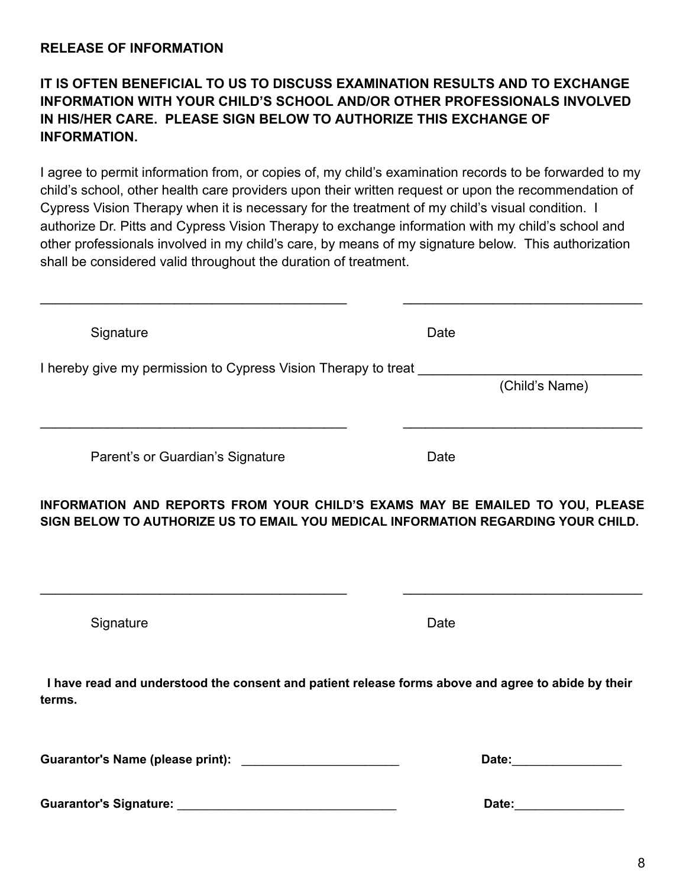**RELEASE OF INFORMATION**

**IT IS OFTEN BENEFICIAL TO US TO DISCUSS EXAMINATION RESULTS AND TO EXCHANGE INFORMATION WITH YOUR CHILD'S SCHOOL AND/OR OTHER PROFESSIONALS INVOLVED IN HIS/HER CARE. PLEASE SIGN BELOW TO AUTHORIZE THIS EXCHANGE OF INFORMATION.**

I agree to permit information from, or copies of, my child's examination records to be forwarded to my child's school, other health care providers upon their written request or upon the recommendation of Cypress Vision Therapy when it is necessary for the treatment of my child's visual condition. I authorize Dr. Pitts and Cypress Vision Therapy to exchange information with my child's school and other professionals involved in my child's care, by means of my signature below. This authorization shall be considered valid throughout the duration of treatment.

_________________________________________ ________________________________

Signature Date

I hereby give my permission to Cypress Vision Therapy to treat ______________________________
(Child's Name)

_________________________________________ ________________________________

Parent's or Guardian's Signature Date

**INFORMATION AND REPORTS FROM YOUR CHILD'S EXAMS MAY BE EMAILED TO YOU, PLEASE SIGN BELOW TO AUTHORIZE US TO EMAIL YOU MEDICAL INFORMATION REGARDING YOUR CHILD.**

_________________________________________ ________________________________

Signature Date

**I have read and understood the consent and patient release forms above and agree to abide by their terms.**

**Guarantor's Name (please print):** _______________________ **Date:**________________

**Guarantor's Signature:** ________________________________ **Date:**________________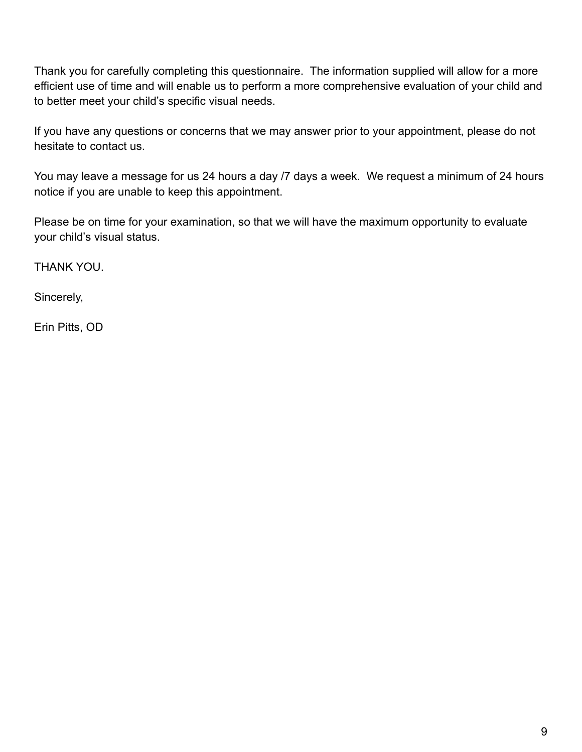Thank you for carefully completing this questionnaire.  The information supplied will allow for a more efficient use of time and will enable us to perform a more comprehensive evaluation of your child and to better meet your child's specific visual needs.

If you have any questions or concerns that we may answer prior to your appointment, please do not hesitate to contact us.

You may leave a message for us 24 hours a day /7 days a week.  We request a minimum of 24 hours notice if you are unable to keep this appointment.

Please be on time for your examination, so that we will have the maximum opportunity to evaluate your child's visual status.

THANK YOU.

Sincerely,

Erin Pitts, OD